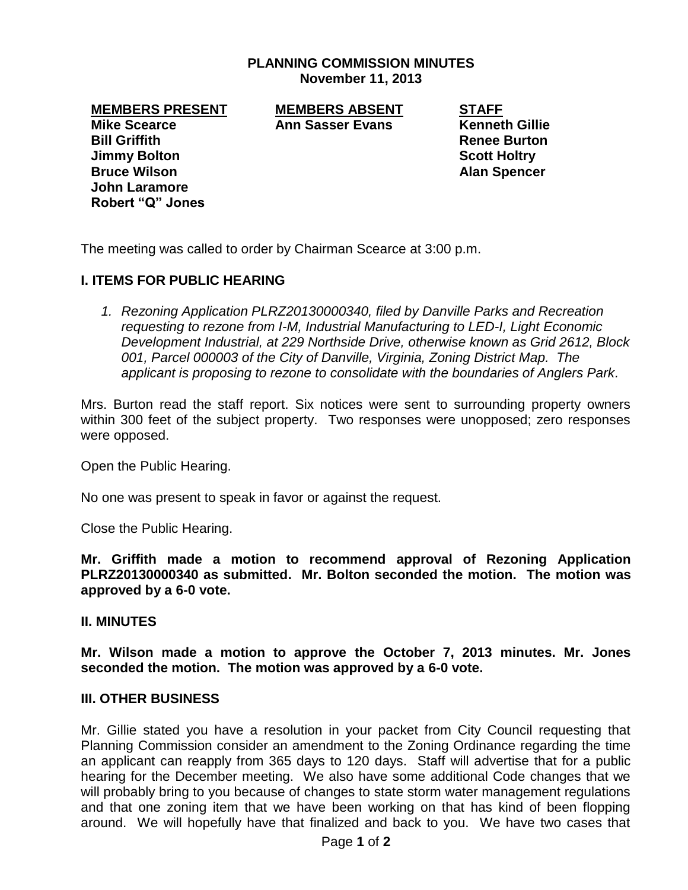# PLANNING COMMISSION MINUTES
**November 11, 2013**

| MEMBERS PRESENT | MEMBERS ABSENT | STAFF |
|---|---|---|
| **Mike Scearce** | **Ann Sasser Evans** | **Kenneth Gillie** |
| **Bill Griffith** | | **Renee Burton** |
| **Jimmy Bolton** | | **Scott Holtry** |
| **Bruce Wilson** | | **Alan Spencer** |
| **John Laramore** | | |
| **Robert "Q" Jones** | | |

The meeting was called to order by Chairman Scearce at 3:00 p.m.

## I. ITEMS FOR PUBLIC HEARING

1. *Rezoning Application PLRZ20130000340, filed by Danville Parks and Recreation requesting to rezone from I-M, Industrial Manufacturing to LED-I, Light Economic Development Industrial, at 229 Northside Drive, otherwise known as Grid 2612, Block 001, Parcel 000003 of the City of Danville, Virginia, Zoning District Map. The applicant is proposing to rezone to consolidate with the boundaries of Anglers Park.*

Mrs. Burton read the staff report. Six notices were sent to surrounding property owners within 300 feet of the subject property. Two responses were unopposed; zero responses were opposed.

Open the Public Hearing.

No one was present to speak in favor or against the request.

Close the Public Hearing.

**Mr. Griffith made a motion to recommend approval of Rezoning Application PLRZ20130000340 as submitted. Mr. Bolton seconded the motion. The motion was approved by a 6-0 vote.**

## II. MINUTES

**Mr. Wilson made a motion to approve the October 7, 2013 minutes. Mr. Jones seconded the motion. The motion was approved by a 6-0 vote.**

## III. OTHER BUSINESS

Mr. Gillie stated you have a resolution in your packet from City Council requesting that Planning Commission consider an amendment to the Zoning Ordinance regarding the time an applicant can reapply from 365 days to 120 days. Staff will advertise that for a public hearing for the December meeting. We also have some additional Code changes that we will probably bring to you because of changes to state storm water management regulations and that one zoning item that we have been working on that has kind of been flopping around. We will hopefully have that finalized and back to you. We have two cases that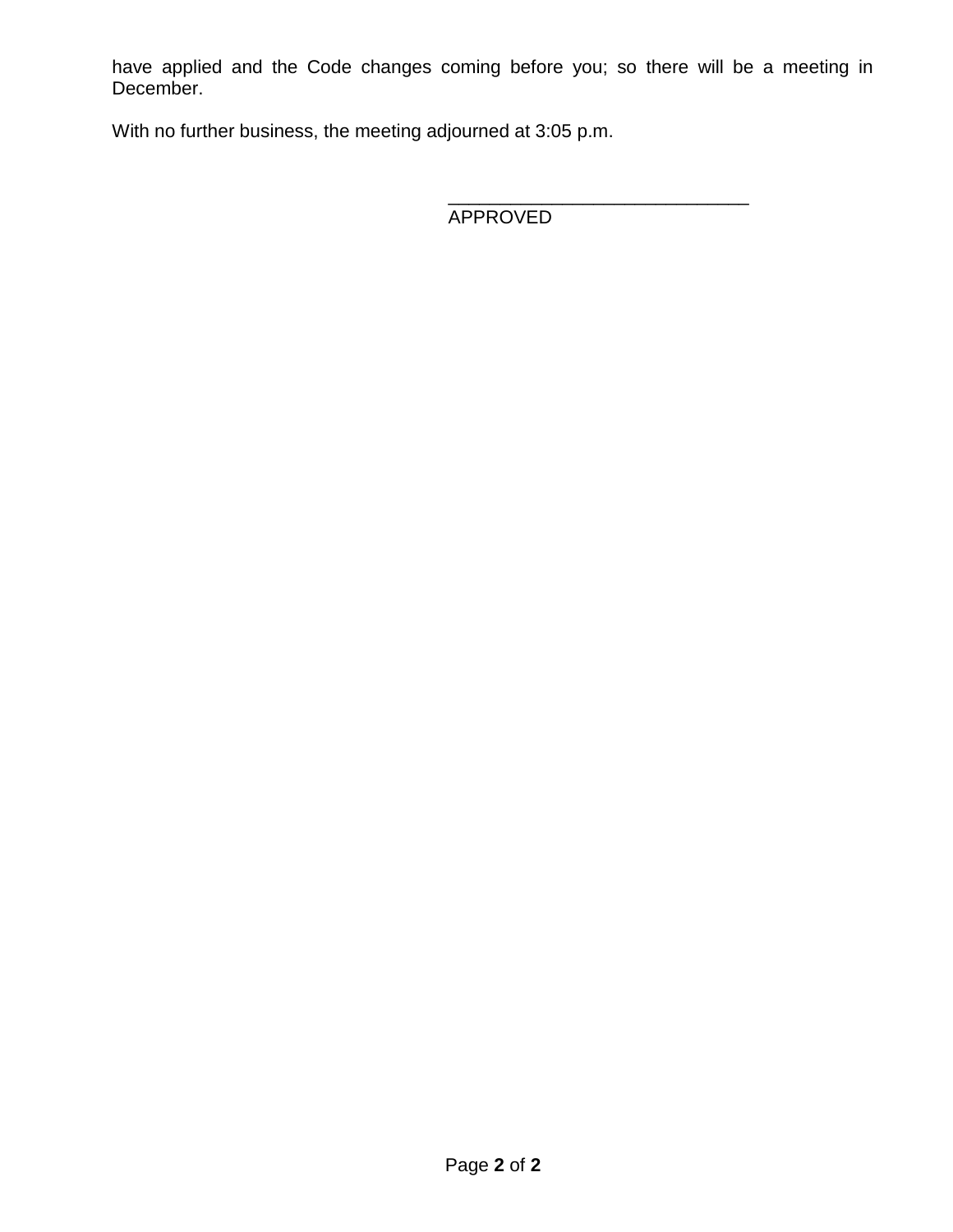have applied and the Code changes coming before you; so there will be a meeting in December.

With no further business, the meeting adjourned at 3:05 p.m.

\_\_\_\_\_\_\_\_\_\_\_\_\_\_\_\_\_\_\_\_\_\_\_\_\_\_\_\_\_\_
APPROVED